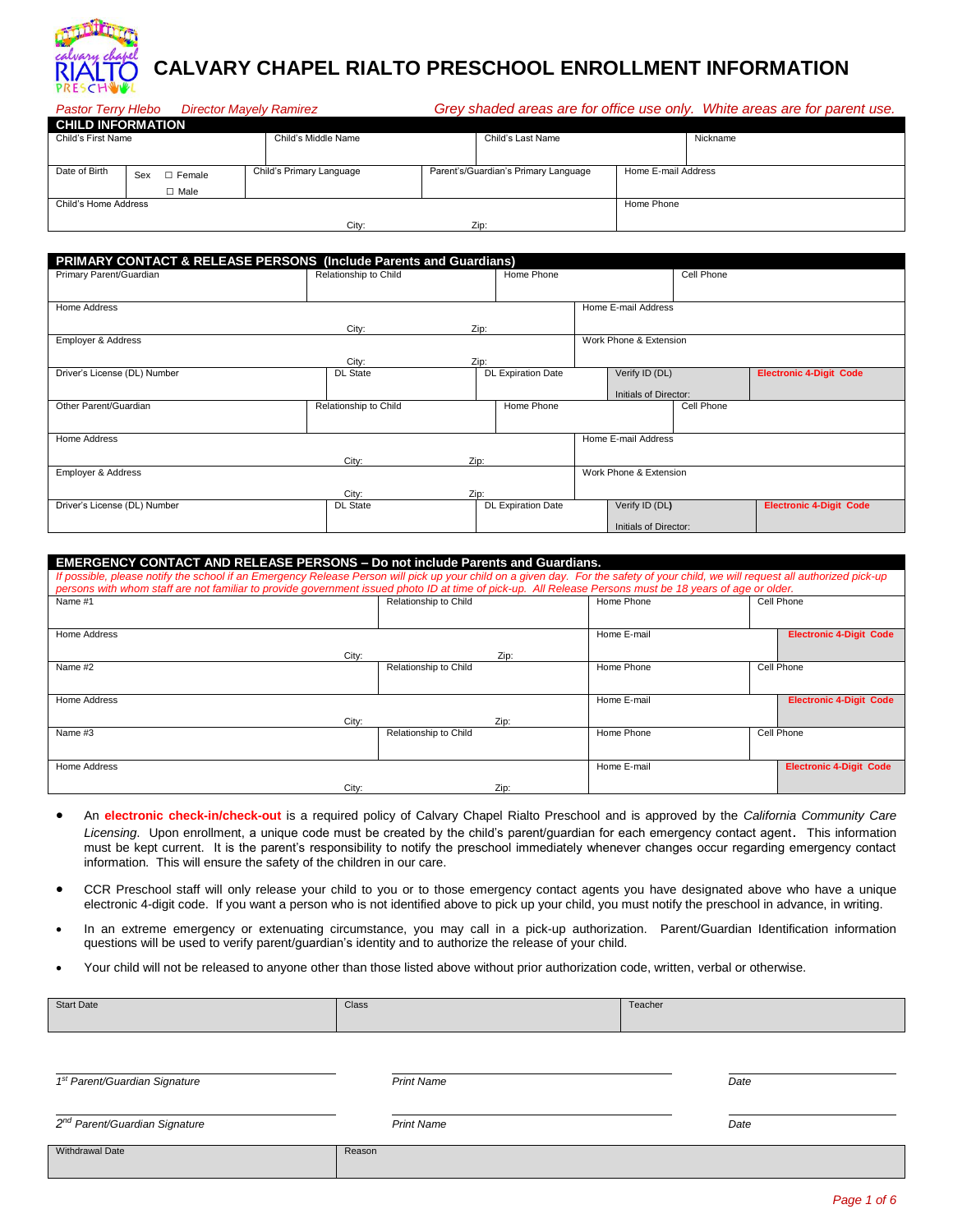# CALVARY CHAPEL RIALTO PRESCHOOL ENROLLMENT INFORMATION

*Pastor Terry Hlebo* *Director Mayely Ramirez* *Grey shaded areas are for office use only. White areas are for parent use.*

## CHILD INFORMATION

| Child's First Name | Child's Middle Name | Child's Last Name | Nickname |
|---|---|---|---|
| | | | |

| Date of Birth | Sex ☐ Female ☐ Male | Child's Primary Language | Parent's/Guardian's Primary Language | Home E-mail Address |
|---|---|---|---|---|
| | | | | |

| Child's Home Address | City: | Zip: | Home Phone |
|---|---|---|---|
| | | | |

## PRIMARY CONTACT & RELEASE PERSONS (Include Parents and Guardians)

| Primary Parent/Guardian | Relationship to Child | Home Phone | Cell Phone |
|---|---|---|---|
| | | | |

| Home Address | City: | Zip: | Home E-mail Address |
|---|---|---|---|
| Employer & Address | City: | Zip: | Work Phone & Extension |

| Driver's License (DL) Number | DL State | DL Expiration Date | Verify ID (DL) Initials of Director: | Electronic 4-Digit Code |
|---|---|---|---|---|
| | | | | |

| Other Parent/Guardian | Relationship to Child | Home Phone | Cell Phone |
|---|---|---|---|
| | | | |

| Home Address | City: | Zip: | Home E-mail Address |
|---|---|---|---|
| Employer & Address | City: | Zip: | Work Phone & Extension |

| Driver's License (DL) Number | DL State | DL Expiration Date | Verify ID (DL) Initials of Director: | Electronic 4-Digit Code |
|---|---|---|---|---|
| | | | | |

## EMERGENCY CONTACT AND RELEASE PERSONS – Do not include Parents and Guardians.

*If possible, please notify the school if an Emergency Release Person will pick up your child on a given day. For the safety of your child, we will request all authorized pick-up persons with whom staff are not familiar to provide government issued photo ID at time of pick-up. All Release Persons must be 18 years of age or older.*

| Name #1 | Relationship to Child | Home Phone | Cell Phone |
|---|---|---|---|
| Home Address City: Zip: | | Home E-mail | Electronic 4-Digit Code |
| Name #2 | Relationship to Child | Home Phone | Cell Phone |
| Home Address City: Zip: | | Home E-mail | Electronic 4-Digit Code |
| Name #3 | Relationship to Child | Home Phone | Cell Phone |
| Home Address City: Zip: | | Home E-mail | Electronic 4-Digit Code |

- An **electronic check-in/check-out** is a required policy of Calvary Chapel Rialto Preschool and is approved by the *California Community Care Licensing*. Upon enrollment, a unique code must be created by the child's parent/guardian for each emergency contact agent. This information must be kept current. It is the parent's responsibility to notify the preschool immediately whenever changes occur regarding emergency contact information. This will ensure the safety of the children in our care.
- CCR Preschool staff will only release your child to you or to those emergency contact agents you have designated above who have a unique electronic 4-digit code. If you want a person who is not identified above to pick up your child, you must notify the preschool in advance, in writing.
- In an extreme emergency or extenuating circumstance, you may call in a pick-up authorization. Parent/Guardian Identification information questions will be used to verify parent/guardian's identity and to authorize the release of your child.
- Your child will not be released to anyone other than those listed above without prior authorization code, written, verbal or otherwise.

| Start Date | Class | Teacher |
|---|---|---|
| | | |

| | | |
|---|---|---|
| *1st Parent/Guardian Signature* | *Print Name* | *Date* |
| *2nd Parent/Guardian Signature* | *Print Name* | *Date* |

| Withdrawal Date | Reason |
|---|---|
| | |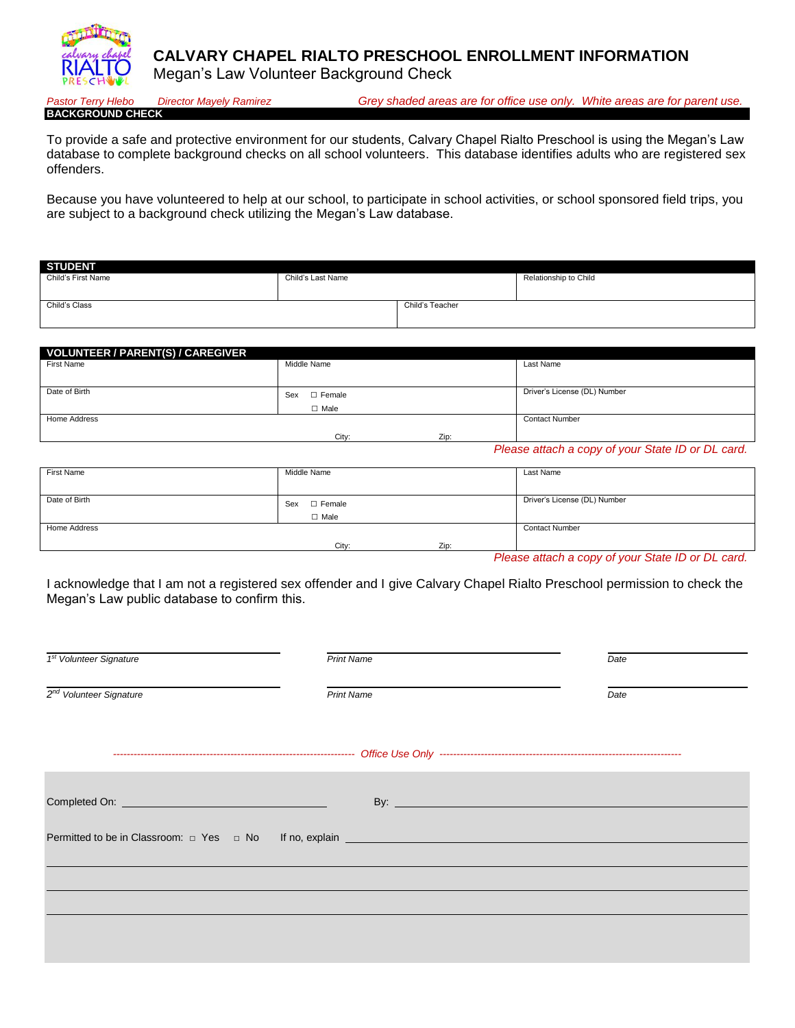# CALVARY CHAPEL RIALTO PRESCHOOL ENROLLMENT INFORMATION

## Megan's Law Volunteer Background Check

*Pastor Terry Hlebo* *Director Mayely Ramirez* *Grey shaded areas are for office use only. White areas are for parent use.*

**BACKGROUND CHECK**

To provide a safe and protective environment for our students, Calvary Chapel Rialto Preschool is using the Megan's Law database to complete background checks on all school volunteers. This database identifies adults who are registered sex offenders.

Because you have volunteered to help at our school, to participate in school activities, or school sponsored field trips, you are subject to a background check utilizing the Megan's Law database.

| **STUDENT** | | |
|---|---|---|
| Child's First Name | Child's Last Name | Relationship to Child |
| Child's Class | Child's Teacher | |

| **VOLUNTEER / PARENT(S) / CAREGIVER** | | |
|---|---|---|
| First Name | Middle Name | Last Name |
| Date of Birth | Sex ☐ Female ☐ Male | Driver's License (DL) Number |
| Home Address City: Zip: | | Contact Number |

*Please attach a copy of your State ID or DL card.*

| First Name | Middle Name | Last Name |
|---|---|---|
| Date of Birth | Sex ☐ Female ☐ Male | Driver's License (DL) Number |
| Home Address City: Zip: | | Contact Number |

*Please attach a copy of your State ID or DL card.*

I acknowledge that I am not a registered sex offender and I give Calvary Chapel Rialto Preschool permission to check the Megan's Law public database to confirm this.

*1st Volunteer Signature* ____________ *Print Name* ____________ *Date* ____________

*2nd Volunteer Signature* ____________ *Print Name* ____________ *Date* ____________

*Office Use Only*

Completed On: ____________ By: ____________

Permitted to be in Classroom: ☐ Yes ☐ No If no, explain ____________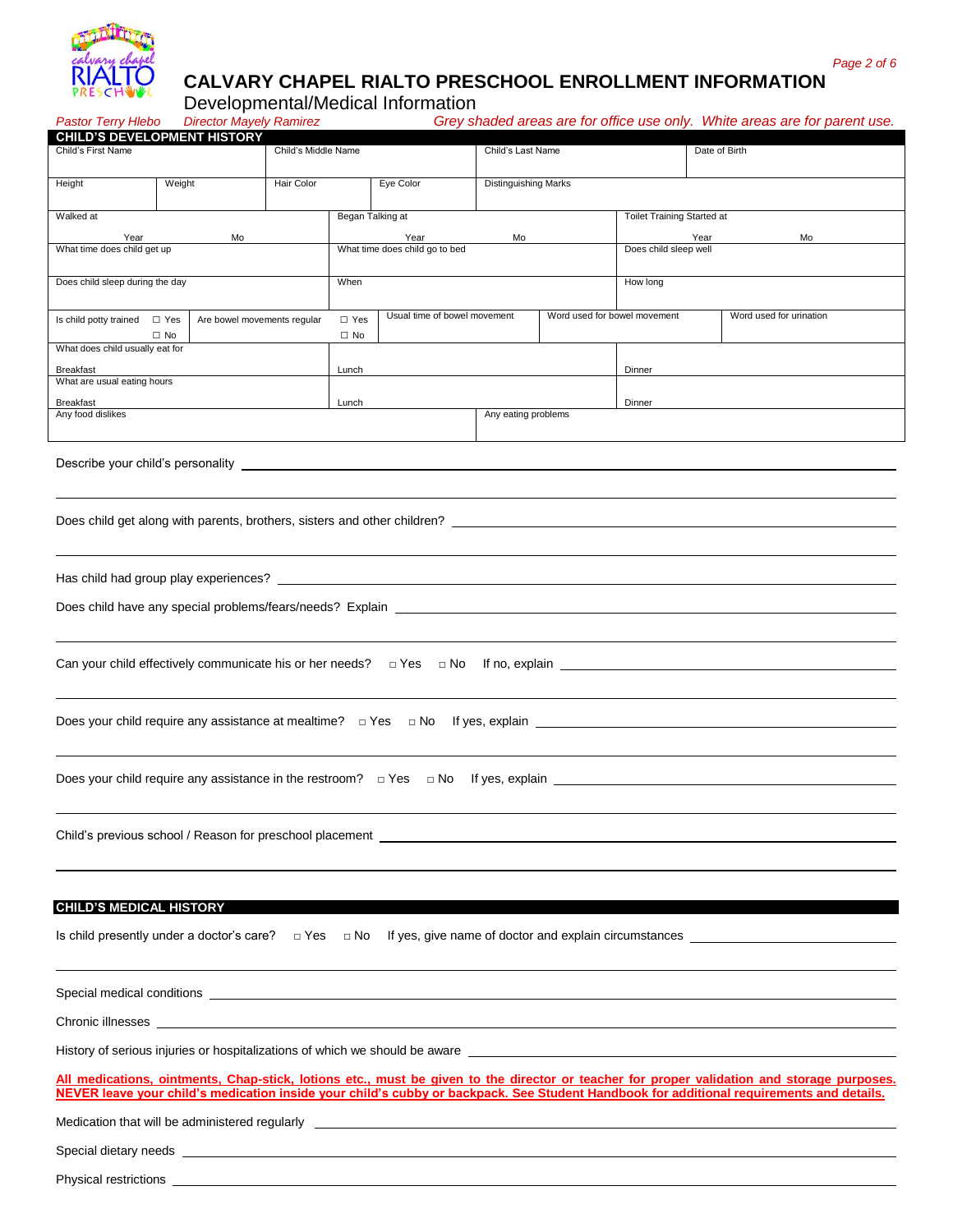# CALVARY CHAPEL RIALTO PRESCHOOL ENROLLMENT INFORMATION

Developmental/Medical Information

*Pastor Terry Hlebo* *Director Mayely Ramirez* *Grey shaded areas are for office use only. White areas are for parent use.*

## CHILD'S DEVELOPMENT HISTORY

| Child's First Name | Child's Middle Name | Child's Last Name | Date of Birth |
|---|---|---|---|
| | | | |

| Height | Weight | Hair Color | Eye Color | Distinguishing Marks |
|---|---|---|---|---|
| | | | | |

| Walked at | Began Talking at | Toilet Training Started at |
|---|---|---|
| Year Mo | Year Mo | Year Mo |
| What time does child get up | What time does child go to bed | Does child sleep well |
| Does child sleep during the day | When | How long |

| Is child potty trained | Are bowel movements regular | Usual time of bowel movement | Word used for bowel movement | Word used for urination |
|---|---|---|---|---|
| ☐ Yes ☐ No | ☐ Yes ☐ No | | | |

| What does child usually eat for | | |
|---|---|---|
| Breakfast | Lunch | Dinner |
| **What are usual eating hours** | | |
| Breakfast | Lunch | Dinner |

| Any food dislikes | Any eating problems |
|---|---|
| | |

Describe your child's personality ______________________________

Does child get along with parents, brothers, sisters and other children? ______________________________

Has child had group play experiences? ______________________________

Does child have any special problems/fears/needs? Explain ______________________________

Can your child effectively communicate his or her needs? □ Yes □ No If no, explain ______________________________

Does your child require any assistance at mealtime? □ Yes □ No If yes, explain ______________________________

Does your child require any assistance in the restroom? □ Yes □ No If yes, explain ______________________________

Child's previous school / Reason for preschool placement ______________________________

## CHILD'S MEDICAL HISTORY

Is child presently under a doctor's care? □ Yes □ No If yes, give name of doctor and explain circumstances ______________________________

Special medical conditions ______________________________

Chronic illnesses ______________________________

History of serious injuries or hospitalizations of which we should be aware ______________________________

**All medications, ointments, Chap-stick, lotions etc., must be given to the director or teacher for proper validation and storage purposes. NEVER leave your child's medication inside your child's cubby or backpack. See Student Handbook for additional requirements and details.**

Medication that will be administered regularly ______________________________

Special dietary needs ______________________________

Physical restrictions ______________________________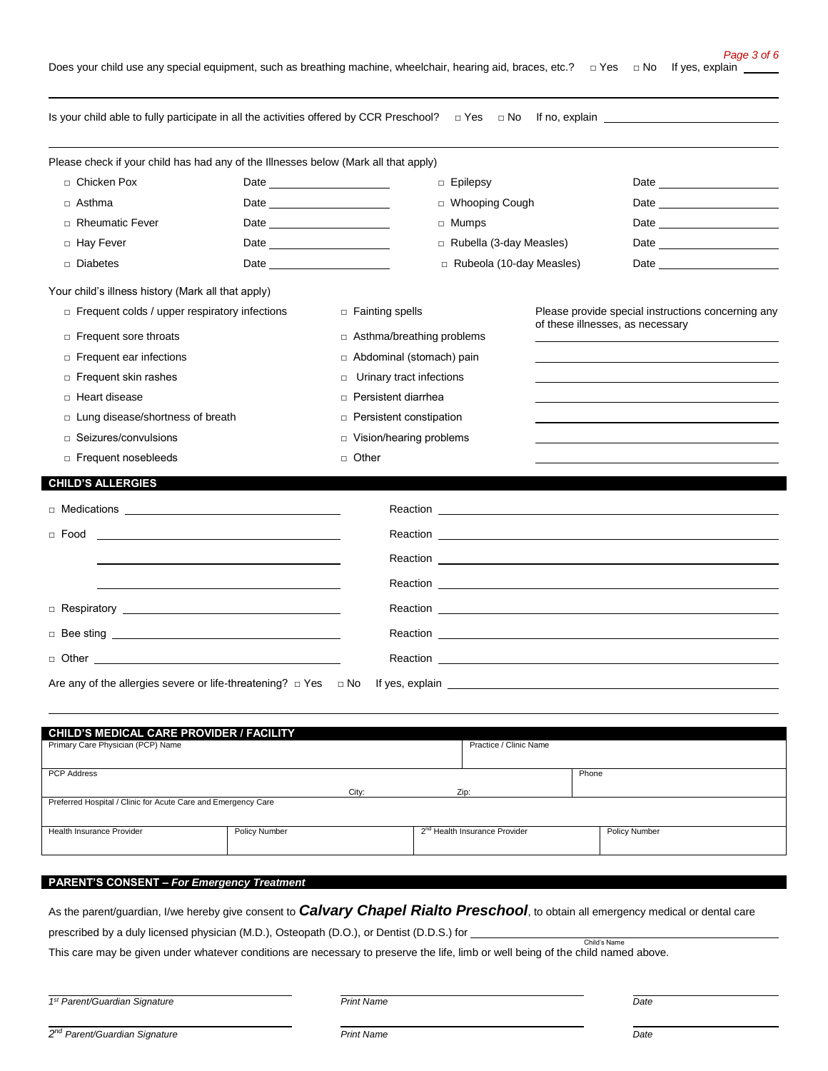Does your child use any special equipment, such as breathing machine, wheelchair, hearing aid, braces, etc.? □ Yes □ No If yes, explain ______

Is your child able to fully participate in all the activities offered by CCR Preschool? □ Yes □ No If no, explain ______

Please check if your child has had any of the Illnesses below (Mark all that apply)

| | | | |
|---|---|---|---|
| □ Chicken Pox | Date ______ | □ Epilepsy | Date ______ |
| □ Asthma | Date ______ | □ Whooping Cough | Date ______ |
| □ Rheumatic Fever | Date ______ | □ Mumps | Date ______ |
| □ Hay Fever | Date ______ | □ Rubella (3-day Measles) | Date ______ |
| □ Diabetes | Date ______ | □ Rubeola (10-day Measles) | Date ______ |

Your child's illness history (Mark all that apply)

| | | |
|---|---|---|
| □ Frequent colds / upper respiratory infections | □ Fainting spells | Please provide special instructions concerning any of these illnesses, as necessary |
| □ Frequent sore throats | □ Asthma/breathing problems | ______ |
| □ Frequent ear infections | □ Abdominal (stomach) pain | ______ |
| □ Frequent skin rashes | □ Urinary tract infections | ______ |
| □ Heart disease | □ Persistent diarrhea | ______ |
| □ Lung disease/shortness of breath | □ Persistent constipation | ______ |
| □ Seizures/convulsions | □ Vision/hearing problems | ______ |
| □ Frequent nosebleeds | □ Other | ______ |

## CHILD'S ALLERGIES

| | |
|---|---|
| □ Medications ______ | Reaction ______ |
| □ Food ______ | Reaction ______ |
| ______ | Reaction ______ |
| ______ | Reaction ______ |
| □ Respiratory ______ | Reaction ______ |
| □ Bee sting ______ | Reaction ______ |
| □ Other ______ | Reaction ______ |

Are any of the allergies severe or life-threatening? □ Yes □ No If yes, explain ______

## CHILD'S MEDICAL CARE PROVIDER / FACILITY

| | | | |
|---|---|---|---|
| Primary Care Physician (PCP) Name | | Practice / Clinic Name | |
| PCP Address | City: | Zip: | Phone |
| Preferred Hospital / Clinic for Acute Care and Emergency Care | | | |
| Health Insurance Provider | Policy Number | 2nd Health Insurance Provider | Policy Number |

## PARENT'S CONSENT – *For Emergency Treatment*

As the parent/guardian, I/we hereby give consent to ***Calvary Chapel Rialto Preschool***, to obtain all emergency medical or dental care prescribed by a duly licensed physician (M.D.), Osteopath (D.O.), or Dentist (D.D.S.) for ______
Child's Name

This care may be given under whatever conditions are necessary to preserve the life, limb or well being of the child named above.

| | | |
|---|---|---|
| *1st Parent/Guardian Signature* | *Print Name* | *Date* |
| *2nd Parent/Guardian Signature* | *Print Name* | *Date* |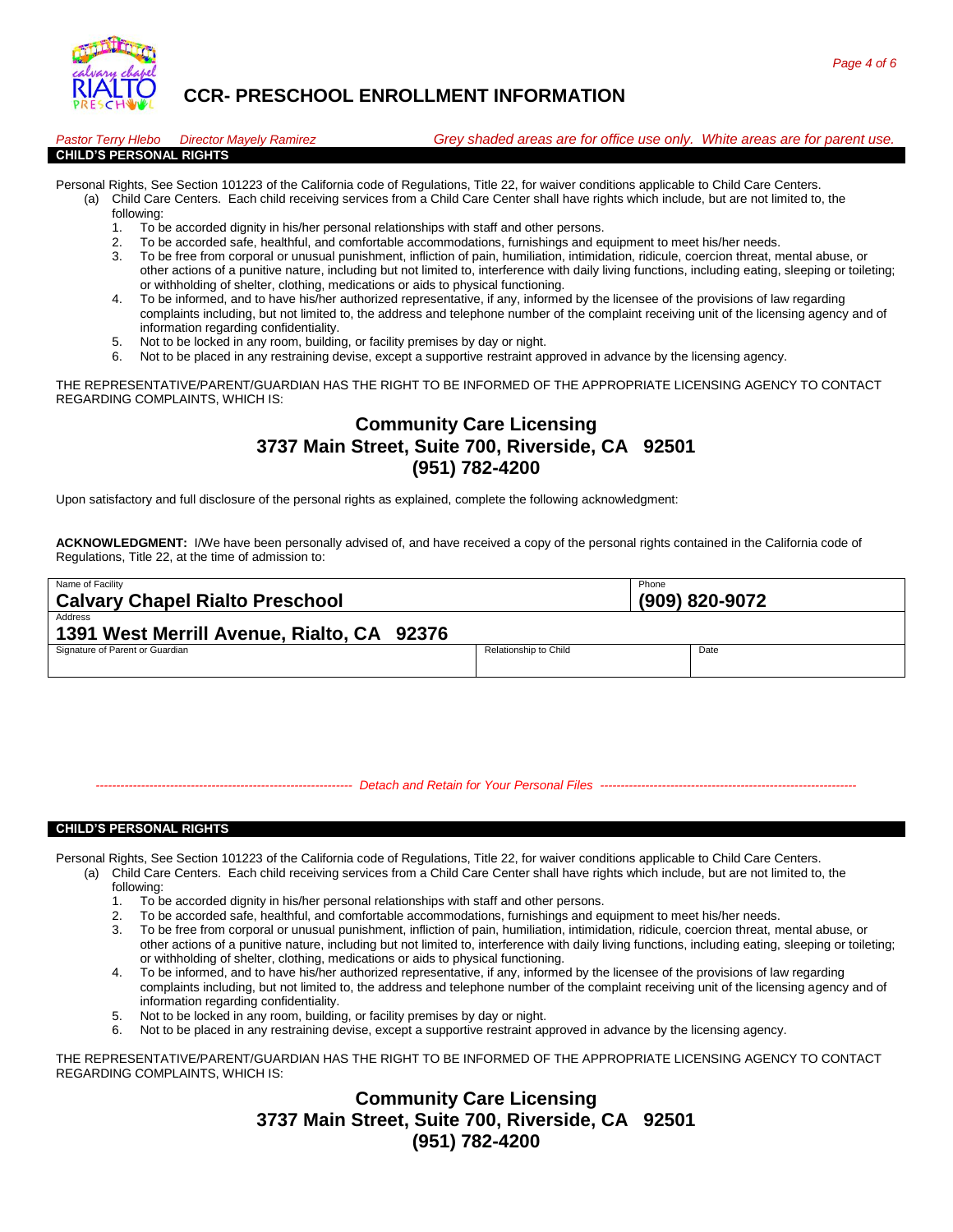# CCR- PRESCHOOL ENROLLMENT INFORMATION

*Pastor Terry Hlebo     Director Mayely Ramirez*     *Grey shaded areas are for office use only.  White areas are for parent use.*

## CHILD'S PERSONAL RIGHTS

Personal Rights, See Section 101223 of the California code of Regulations, Title 22, for waiver conditions applicable to Child Care Centers.

(a) Child Care Centers. Each child receiving services from a Child Care Center shall have rights which include, but are not limited to, the following:

1. To be accorded dignity in his/her personal relationships with staff and other persons.
2. To be accorded safe, healthful, and comfortable accommodations, furnishings and equipment to meet his/her needs.
3. To be free from corporal or unusual punishment, infliction of pain, humiliation, intimidation, ridicule, coercion threat, mental abuse, or other actions of a punitive nature, including but not limited to, interference with daily living functions, including eating, sleeping or toileting; or withholding of shelter, clothing, medications or aids to physical functioning.
4. To be informed, and to have his/her authorized representative, if any, informed by the licensee of the provisions of law regarding complaints including, but not limited to, the address and telephone number of the complaint receiving unit of the licensing agency and of information regarding confidentiality.
5. Not to be locked in any room, building, or facility premises by day or night.
6. Not to be placed in any restraining devise, except a supportive restraint approved in advance by the licensing agency.

THE REPRESENTATIVE/PARENT/GUARDIAN HAS THE RIGHT TO BE INFORMED OF THE APPROPRIATE LICENSING AGENCY TO CONTACT REGARDING COMPLAINTS, WHICH IS:

**Community Care Licensing**
**3737 Main Street, Suite 700, Riverside, CA 92501**
**(951) 782-4200**

Upon satisfactory and full disclosure of the personal rights as explained, complete the following acknowledgment:

**ACKNOWLEDGMENT:** I/We have been personally advised of, and have received a copy of the personal rights contained in the California code of Regulations, Title 22, at the time of admission to:

| Name of Facility | | Phone |
|---|---|---|
| **Calvary Chapel Rialto Preschool** | | **(909) 820-9072** |
| Address: **1391 West Merrill Avenue, Rialto, CA 92376** | | |
| Signature of Parent or Guardian | Relationship to Child | Date |
| | | |

*------------------------------------------------------------ Detach and Retain for Your Personal Files ------------------------------------------------------------*

## CHILD'S PERSONAL RIGHTS

Personal Rights, See Section 101223 of the California code of Regulations, Title 22, for waiver conditions applicable to Child Care Centers.

(a) Child Care Centers. Each child receiving services from a Child Care Center shall have rights which include, but are not limited to, the following:

1. To be accorded dignity in his/her personal relationships with staff and other persons.
2. To be accorded safe, healthful, and comfortable accommodations, furnishings and equipment to meet his/her needs.
3. To be free from corporal or unusual punishment, infliction of pain, humiliation, intimidation, ridicule, coercion threat, mental abuse, or other actions of a punitive nature, including but not limited to, interference with daily living functions, including eating, sleeping or toileting; or withholding of shelter, clothing, medications or aids to physical functioning.
4. To be informed, and to have his/her authorized representative, if any, informed by the licensee of the provisions of law regarding complaints including, but not limited to, the address and telephone number of the complaint receiving unit of the licensing agency and of information regarding confidentiality.
5. Not to be locked in any room, building, or facility premises by day or night.
6. Not to be placed in any restraining devise, except a supportive restraint approved in advance by the licensing agency.

THE REPRESENTATIVE/PARENT/GUARDIAN HAS THE RIGHT TO BE INFORMED OF THE APPROPRIATE LICENSING AGENCY TO CONTACT REGARDING COMPLAINTS, WHICH IS:

**Community Care Licensing**
**3737 Main Street, Suite 700, Riverside, CA 92501**
**(951) 782-4200**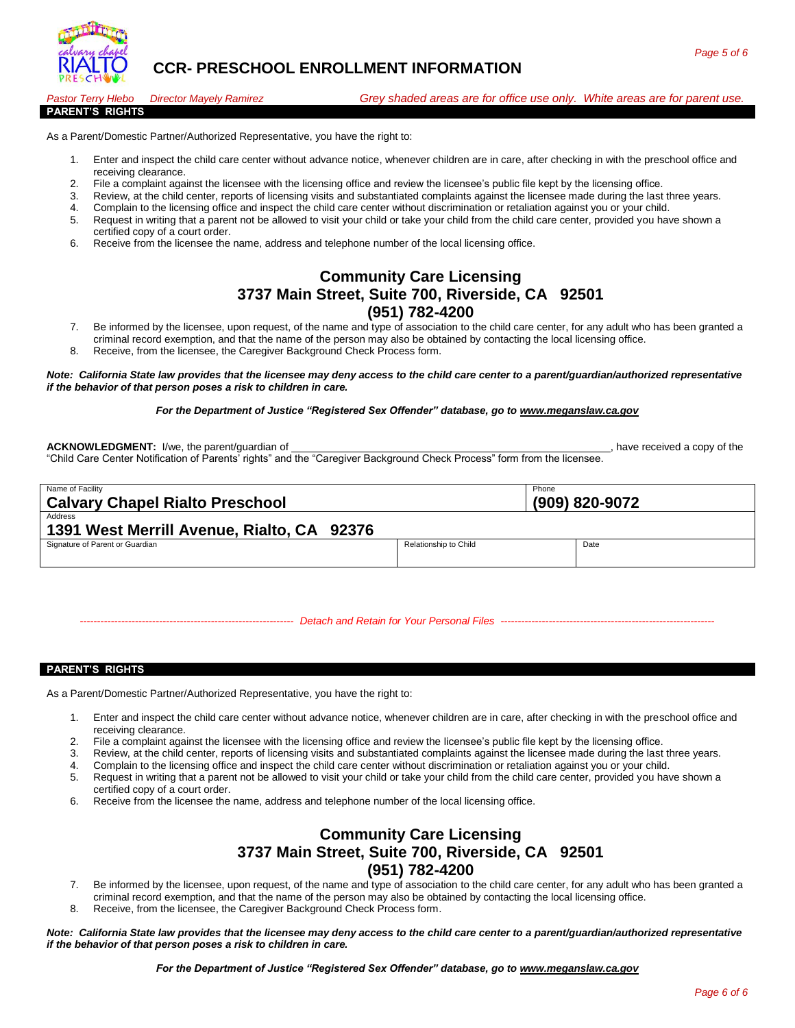# CCR- PRESCHOOL ENROLLMENT INFORMATION

*Pastor Terry Hlebo* *Director Mayely Ramirez* *Grey shaded areas are for office use only. White areas are for parent use.*

## PARENT'S RIGHTS

As a Parent/Domestic Partner/Authorized Representative, you have the right to:

1. Enter and inspect the child care center without advance notice, whenever children are in care, after checking in with the preschool office and receiving clearance.
2. File a complaint against the licensee with the licensing office and review the licensee's public file kept by the licensing office.
3. Review, at the child center, reports of licensing visits and substantiated complaints against the licensee made during the last three years.
4. Complain to the licensing office and inspect the child care center without discrimination or retaliation against you or your child.
5. Request in writing that a parent not be allowed to visit your child or take your child from the child care center, provided you have shown a certified copy of a court order.
6. Receive from the licensee the name, address and telephone number of the local licensing office.

**Community Care Licensing**
**3737 Main Street, Suite 700, Riverside, CA 92501**
**(951) 782-4200**

7. Be informed by the licensee, upon request, of the name and type of association to the child care center, for any adult who has been granted a criminal record exemption, and that the name of the person may also be obtained by contacting the local licensing office.
8. Receive, from the licensee, the Caregiver Background Check Process form.

***Note: California State law provides that the licensee may deny access to the child care center to a parent/guardian/authorized representative if the behavior of that person poses a risk to children in care.***

***For the Department of Justice "Registered Sex Offender" database, go to www.meganslaw.ca.gov***

**ACKNOWLEDGMENT:** I/we, the parent/guardian of ______________________________, have received a copy of the "Child Care Center Notification of Parents' rights" and the "Caregiver Background Check Process" form from the licensee.

| Name of Facility | | Phone |
|---|---|---|
| **Calvary Chapel Rialto Preschool** | | **(909) 820-9072** |
| Address | | |
| **1391 West Merrill Avenue, Rialto, CA 92376** | | |
| Signature of Parent or Guardian | Relationship to Child | Date |
| | | |

*------------------------------------------------------------ Detach and Retain for Your Personal Files ------------------------------------------------------------*

## PARENT'S RIGHTS

As a Parent/Domestic Partner/Authorized Representative, you have the right to:

1. Enter and inspect the child care center without advance notice, whenever children are in care, after checking in with the preschool office and receiving clearance.
2. File a complaint against the licensee with the licensing office and review the licensee's public file kept by the licensing office.
3. Review, at the child center, reports of licensing visits and substantiated complaints against the licensee made during the last three years.
4. Complain to the licensing office and inspect the child care center without discrimination or retaliation against you or your child.
5. Request in writing that a parent not be allowed to visit your child or take your child from the child care center, provided you have shown a certified copy of a court order.
6. Receive from the licensee the name, address and telephone number of the local licensing office.

**Community Care Licensing**
**3737 Main Street, Suite 700, Riverside, CA 92501**
**(951) 782-4200**

7. Be informed by the licensee, upon request, of the name and type of association to the child care center, for any adult who has been granted a criminal record exemption, and that the name of the person may also be obtained by contacting the local licensing office.
8. Receive, from the licensee, the Caregiver Background Check Process form.

***Note: California State law provides that the licensee may deny access to the child care center to a parent/guardian/authorized representative if the behavior of that person poses a risk to children in care.***

***For the Department of Justice "Registered Sex Offender" database, go to www.meganslaw.ca.gov***